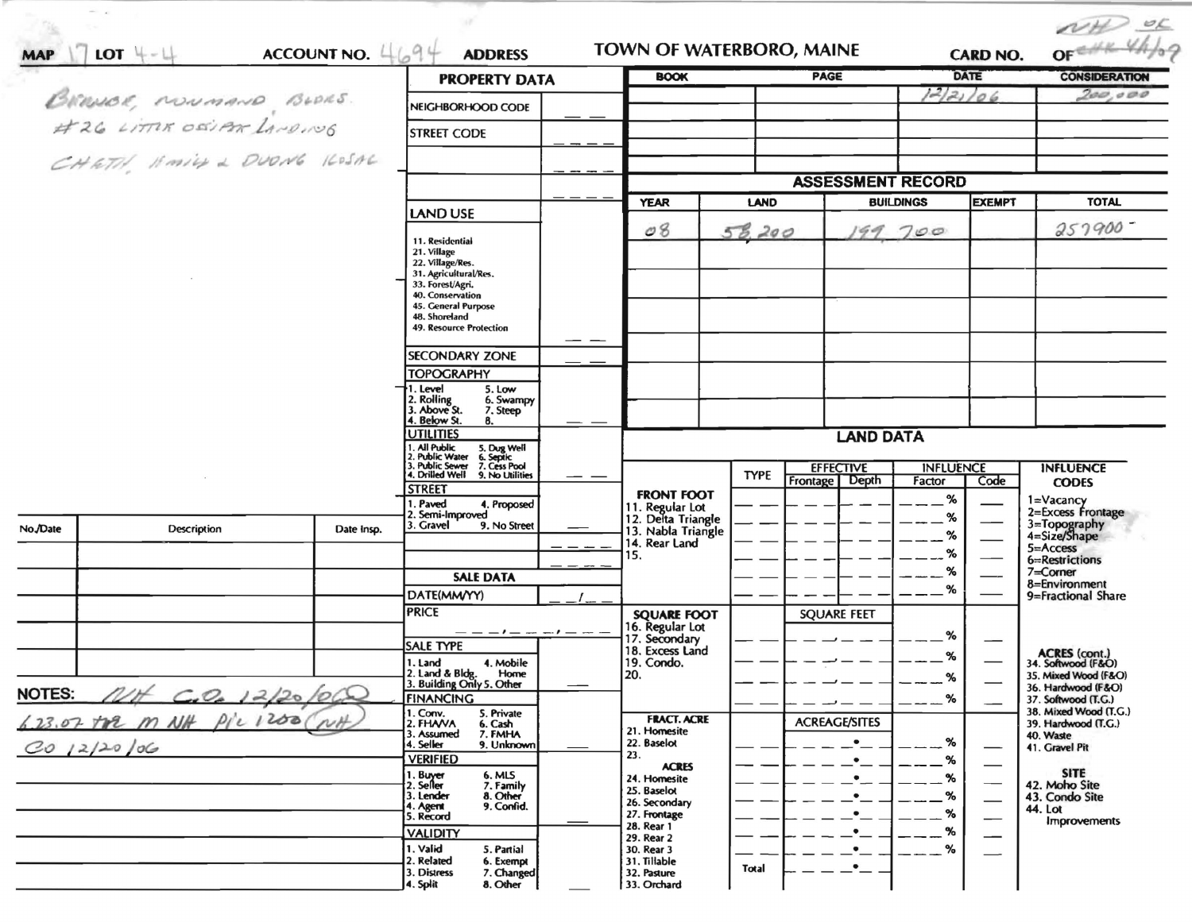MAP 17 LOT 4-4 ACCOUNT NO. 4694 ADDRESS

# TOWN OF WATERBORO, MAINE

CARD NO. OF

NH OC
CHK 4/4/09

BRAWDE, NORMAND BLDRS.
#26 LITTLE OSSIPEE LANDING
CHATH, EMILY & DUONG KOSAL

| PROPERTY DATA | |
|---|---|
| NEIGHBORHOOD CODE | |
| STREET CODE | |
| | |
| | |
| LAND USE | |
| 11. Residential<br>21. Village<br>22. Village/Res.<br>31. Agricultural/Res.<br>33. Forest/Agri.<br>40. Conservation<br>45. General Purpose<br>48. Shoreland<br>49. Resource Protection | |
| SECONDARY ZONE | |
| TOPOGRAPHY<br>1. Level 5. Low<br>2. Rolling 6. Swampy<br>3. Above St. 7. Steep<br>4. Below St. 8. | |
| UTILITIES<br>1. All Public 5. Dug Well<br>2. Public Water 6. Septic<br>3. Public Sewer 7. Cess Pool<br>4. Drilled Well 9. No Utilities | |
| STREET<br>1. Paved 4. Proposed<br>2. Semi-Improved<br>3. Gravel 9. No Street | |

| BOOK | PAGE | DATE | CONSIDERATION |
|---|---|---|---|
| | | 12/21/06 | 200,000 |
| | | | |
| | | | |
| | | | |
| | | | |

## ASSESSMENT RECORD

| YEAR | LAND | BUILDINGS | EXEMPT | TOTAL |
|---|---|---|---|---|
| 08 | 58,200 | 199,700 | | 257900 |
| | | | | |
| | | | | |
| | | | | |
| | | | | |
| | | | | |
| | | | | |

| No./Date | Description | Date Insp. |
|---|---|---|
| | | |
| | | |
| | | |
| | | |
| | | |
| | | |

NOTES: NH C.O. 12/20/06
6.23.07 TR M NH P/C 1200 (NH)
CO 12/20/06

## SALE DATA

DATE(MM/YY)

PRICE

SALE TYPE
1. Land 4. Mobile Home
2. Land & Bldg. 5. Other
3. Building Only

FINANCING
1. Conv. 5. Private
2. FHA/VA 6. Cash
3. Assumed 7. FMHA
4. Seller 9. Unknown

VERIFIED
1. Buyer 6. MLS
2. Seller 7. Family
3. Lender 8. Other
4. Agent 9. Confid.
5. Record

VALIDITY
1. Valid 5. Partial
2. Related 6. Exempt
3. Distress 7. Changed
4. Split 8. Other

## LAND DATA

| | TYPE | EFFECTIVE Frontage | EFFECTIVE Depth | INFLUENCE Factor | INFLUENCE Code |
|---|---|---|---|---|---|
| FRONT FOOT<br>11. Regular Lot<br>12. Delta Triangle<br>13. Nabla Triangle<br>14. Rear Land<br>15. | | | | % | |
| SQUARE FOOT<br>16. Regular Lot<br>17. Secondary<br>18. Excess Land<br>19. Condo.<br>20. | | SQUARE FEET | | % | |
| FRACT. ACRE<br>21. Homesite<br>22. Baselot<br>23.<br>ACRES<br>24. Homesite<br>25. Baselot<br>26. Secondary<br>27. Frontage<br>28. Rear 1<br>29. Rear 2<br>30. Rear 3<br>31. Tillable<br>32. Pasture<br>33. Orchard | Total | ACREAGE/SITES | | % | |

INFLUENCE CODES
1=Vacancy
2=Excess Frontage
3=Topography
4=Size/Shape
5=Access
6=Restrictions
7=Corner
8=Environment
9=Fractional Share

ACRES (cont.)
34. Softwood (F&O)
35. Mixed Wood (F&O)
36. Hardwood (F&O)
37. Softwood (T.G.)
38. Mixed Wood (T.G.)
39. Hardwood (T.G.)
40. Waste
41. Gravel Pit

SITE
42. Moho Site
43. Condo Site
44. Lot Improvements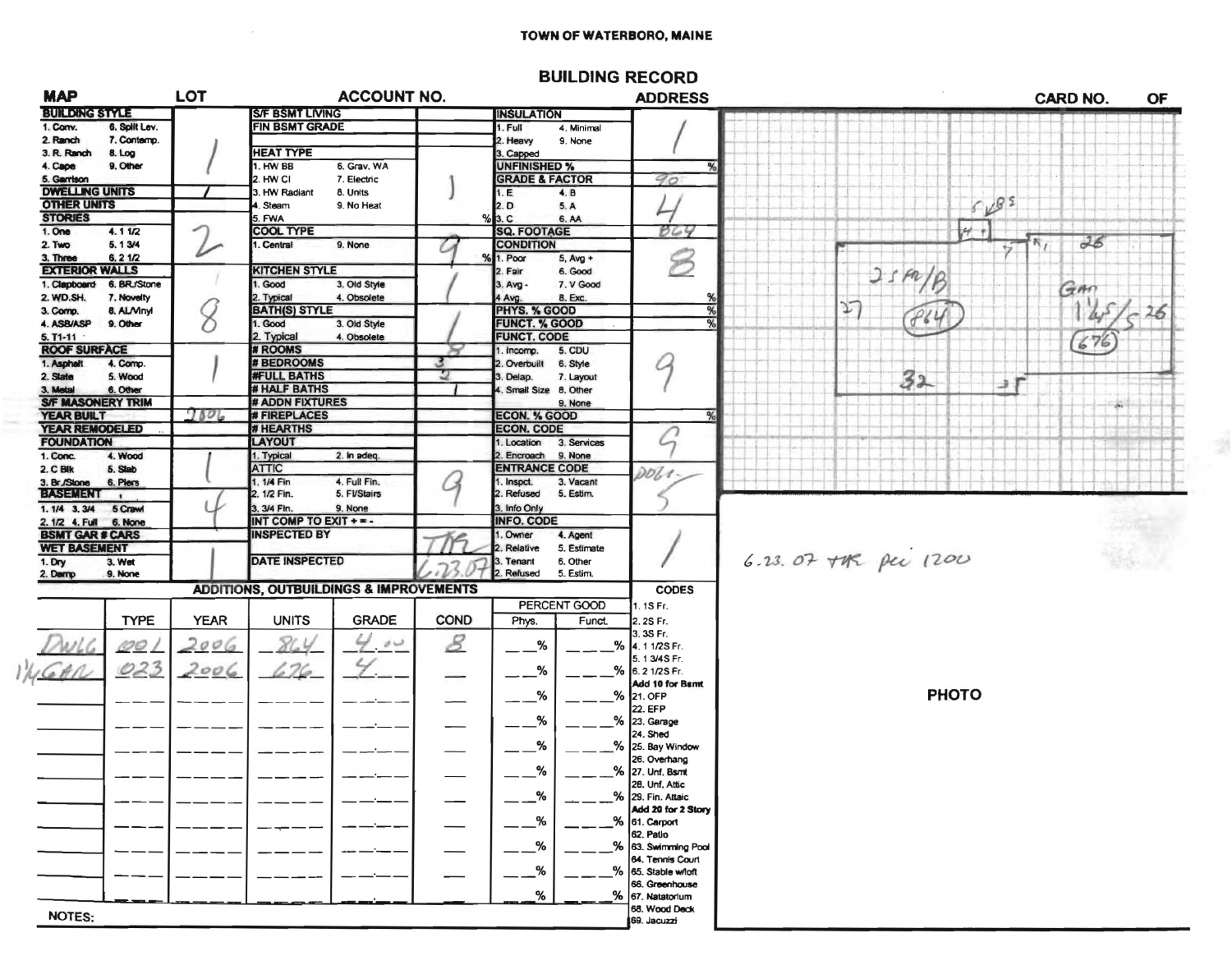**TOWN OF WATERBORO, MAINE**

# BUILDING RECORD

| MAP | LOT | ACCOUNT NO. | ADDRESS | CARD NO. | OF |
|---|---|---|---|---|---|
| | | | | | |

| Field | Value | Field | Value | Field | Value |
|---|---|---|---|---|---|
| **BUILDING STYLE** 1. Conv. 6. Split Lev. 2. Ranch 7. Contemp. 3. R. Ranch 8. Log 4. Cape 9. Other 5. Garrison | 1 | **S/F BSMT LIVING** | | **INSULATION** 1. Full 4. Minimal 2. Heavy 9. None 3. Capped | 1 |
| **DWELLING UNITS** | 1 | **FIN BSMT GRADE** | | **UNFINISHED %** | % |
| **OTHER UNITS** | | **HEAT TYPE** 1. HW BB 6. Grav. WA 2. HW CI 7. Electric 3. HW Radiant 8. Units 4. Steam 9. No Heat 5. FWA | 1 | **GRADE & FACTOR** 1. E 4. B 2. D 5. A 3. C 6. AA | 90 / 4 |
| **STORIES** 1. One 4. 1 1/2 2. Two 5. 1 3/4 3. Three 6. 2 1/2 | 2 | **COOL TYPE** 1. Central 9. None | 9 | **SQ. FOOTAGE** | 864 |
| **EXTERIOR WALLS** 1. Clapboard 6. BR./Stone 2. WD.SH. 7. Novelty 3. Comp. 8. AL/Vinyl 4. ASB/ASP 9. Other 5. T1-11 | 8 | **KITCHEN STYLE** 1. Good 3. Old Style 2. Typical 4. Obsolete | 1 | **CONDITION** 1. Poor 5. Avg + 2. Fair 6. Good 3. Avg - 7. V Good 4. Avg. 8. Exc. | 8 |
| | | **BATH(S) STYLE** 1. Good 3. Old Style 2. Typical 4. Obsolete | 1 | **PHYS. % GOOD** | % |
| **ROOF SURFACE** 1. Asphalt 4. Comp. 2. Slate 5. Wood 3. Metal 6. Other | 1 | **# ROOMS** | 8 | **FUNCT. % GOOD** | % |
| | | **# BEDROOMS** | 3 | **FUNCT. CODE** 1. Incomp. 5. CDU 2. Overbuilt 6. Style 3. Delap. 7. Layout 4. Small Size 8. Other 9. None | 9 |
| | | **#FULL BATHS** | 2 | | |
| | | **# HALF BATHS** | 1 | | |
| **S/F MASONERY TRIM** | | **# ADDN FIXTURES** | | | |
| **YEAR BUILT** | 2006 | **# FIREPLACES** | | **ECON. % GOOD** | % |
| **YEAR REMODELED** | | **# HEARTHS** | | **ECON. CODE** 1. Location 3. Services 2. Encroach 9. None | 9 |
| **FOUNDATION** 1. Conc. 4. Wood 2. C Blk 5. Slab 3. Br./Stone 6. Piers | 1 | **LAYOUT** 1. Typical 2. In adeq. | | **ENTRANCE CODE** 1. Inspct. 3. Vacant 2. Refused 5. Estim. | DOLI - 5 |
| **BASEMENT** 1. 1/4 3. 3/4 5 Crawl 2. 1/2 4. Full 6. None | 4 | **ATTIC** 1. 1/4 Fin 4. Full Fin. 2. 1/2 Fin. 5. Fl/Stairs 3. 3/4 Fin. 9. None | 9 | **INFO. CODE** 1. Owner 4. Agent 2. Relative 5. Estimate 3. Tenant 6. Other 2. Refused 5. Estim. | 1 |
| **BSMT GAR # CARS** | | **INT COMP TO EXIT + = -** | | | |
| **WET BASEMENT** 1. Dry 3. Wet 2. Damp 9. None | 1 | **INSPECTED BY** | TKR | | |
| | | **DATE INSPECTED** | 6.23.07 | | |

## ADDITIONS, OUTBUILDINGS & IMPROVEMENTS

| | TYPE | YEAR | UNITS | GRADE | COND | PERCENT GOOD Phys. | Funct. |
|---|---|---|---|---|---|---|---|
| DWLG | 001 | 2006 | 864 | 4.00 | 8 | % | % |
| 1½GAR | 023 | 2006 | 676 | 4 | | % | % |
| | | | | | | % | % |
| | | | | | | % | % |
| | | | | | | % | % |
| | | | | | | % | % |
| | | | | | | % | % |
| | | | | | | % | % |
| | | | | | | % | % |
| | | | | | | % | % |
| | | | | | | % | % |

**CODES**
1. 1S Fr.
2. 2S Fr.
3. 3S Fr.
4. 1 1/2S Fr.
5. 1 3/4S Fr.
6. 2 1/2S Fr.

Add 10 for Bsmt

21. OFP
22. EFP
23. Garage
24. Shed
25. Bay Window
26. Overhang
27. Unf. Bsmt
28. Unf. Attic
29. Fin. Attaic

Add 20 for 2 Story

61. Carport
62. Patio
63. Swimming Pool
64. Tennis Court
65. Stable w/loft
66. Greenhouse
67. Natatorium
68. Wood Deck
69. Jacuzzi

NOTES:

Sketch labels: 2 S FR/B (864) 27 32 ; GAR 1½S/S (676) 28 26 ; 5 ; 25

6.23.07 TKR pec 1200

PHOTO